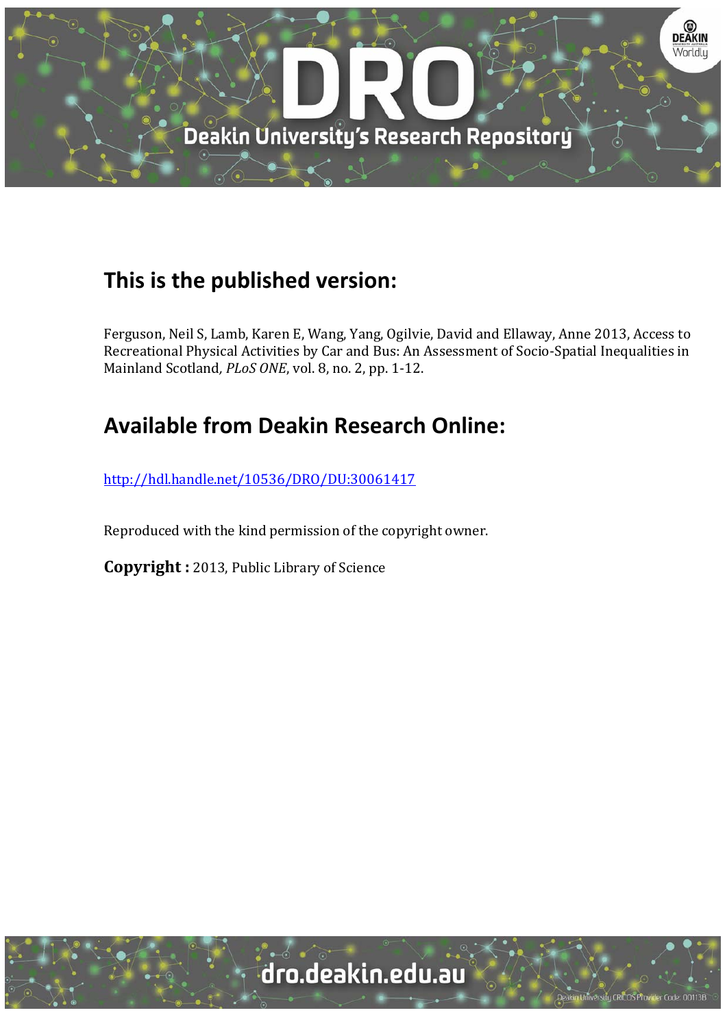## This is the published version:

Ferguson, Neil S, Lamb, Karen E, Wang, Yang, Ogilvie, David and Ellaway, Anne 2013, Access to Recreational Physical Activities by Car and Bus: An Assessment of Socio-Spatial Inequalities in Mainland Scotland, *PLoS ONE*, vol. 8, no. 2, pp. 1-12.

## Available from Deakin Research Online:

http://hdl.handle.net/10536/DRO/DU:30061417

Reproduced with the kind permission of the copyright owner.

**Copyright :** 2013, Public Library of Science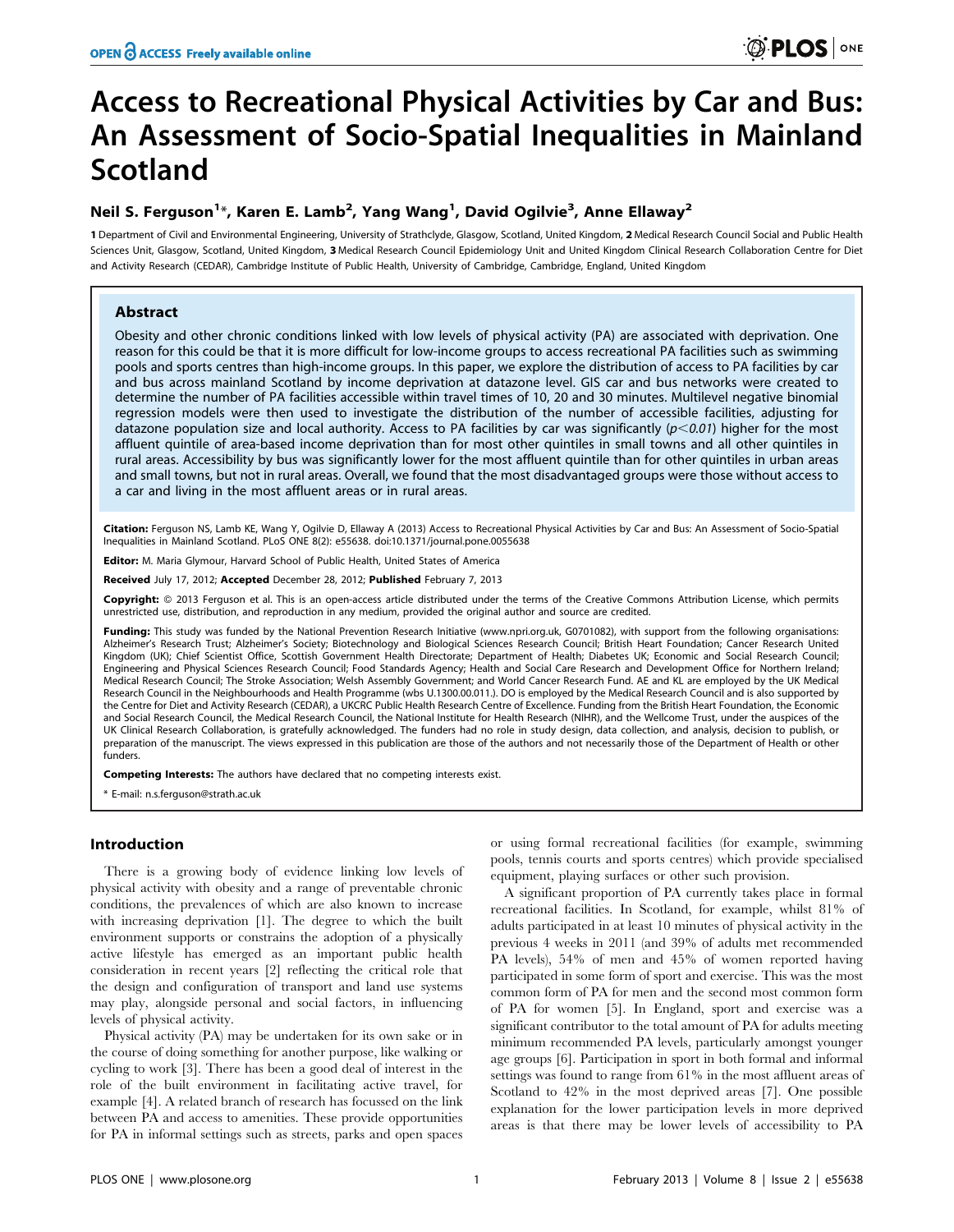# Access to Recreational Physical Activities by Car and Bus: An Assessment of Socio-Spatial Inequalities in Mainland Scotland

**Neil S. Ferguson[1]*, Karen E. Lamb[2], Yang Wang[1], David Ogilvie[3], Anne Ellaway[2]**

1 Department of Civil and Environmental Engineering, University of Strathclyde, Glasgow, Scotland, United Kingdom, 2 Medical Research Council Social and Public Health Sciences Unit, Glasgow, Scotland, United Kingdom, 3 Medical Research Council Epidemiology Unit and United Kingdom Clinical Research Collaboration Centre for Diet and Activity Research (CEDAR), Cambridge Institute of Public Health, University of Cambridge, Cambridge, England, United Kingdom

## Abstract

Obesity and other chronic conditions linked with low levels of physical activity (PA) are associated with deprivation. One reason for this could be that it is more difficult for low-income groups to access recreational PA facilities such as swimming pools and sports centres than high-income groups. In this paper, we explore the distribution of access to PA facilities by car and bus across mainland Scotland by income deprivation at datazone level. GIS car and bus networks were created to determine the number of PA facilities accessible within travel times of 10, 20 and 30 minutes. Multilevel negative binomial regression models were then used to investigate the distribution of the number of accessible facilities, adjusting for datazone population size and local authority. Access to PA facilities by car was significantly ($p<0.01$) higher for the most affluent quintile of area-based income deprivation than for most other quintiles in small towns and all other quintiles in rural areas. Accessibility by bus was significantly lower for the most affluent quintile than for other quintiles in urban areas and small towns, but not in rural areas. Overall, we found that the most disadvantaged groups were those without access to a car and living in the most affluent areas or in rural areas.

**Citation:** Ferguson NS, Lamb KE, Wang Y, Ogilvie D, Ellaway A (2013) Access to Recreational Physical Activities by Car and Bus: An Assessment of Socio-Spatial Inequalities in Mainland Scotland. PLoS ONE 8(2): e55638. doi:10.1371/journal.pone.0055638

**Editor:** M. Maria Glymour, Harvard School of Public Health, United States of America

**Received** July 17, 2012; **Accepted** December 28, 2012; **Published** February 7, 2013

**Copyright:** © 2013 Ferguson et al. This is an open-access article distributed under the terms of the Creative Commons Attribution License, which permits unrestricted use, distribution, and reproduction in any medium, provided the original author and source are credited.

**Funding:** This study was funded by the National Prevention Research Initiative (www.npri.org.uk, G0701082), with support from the following organisations: Alzheimer's Research Trust; Alzheimer's Society; Biotechnology and Biological Sciences Research Council; British Heart Foundation; Cancer Research United Kingdom (UK); Chief Scientist Office, Scottish Government Health Directorate; Department of Health; Diabetes UK; Economic and Social Research Council; Engineering and Physical Sciences Research Council; Food Standards Agency; Health and Social Care Research and Development Office for Northern Ireland; Medical Research Council; The Stroke Association; Welsh Assembly Government; and World Cancer Research Fund. AE and KL are employed by the UK Medical Research Council in the Neighbourhoods and Health Programme (wbs U.1300.00.011.). DO is employed by the Medical Research Council and is also supported by the Centre for Diet and Activity Research (CEDAR), a UKCRC Public Health Research Centre of Excellence. Funding from the British Heart Foundation, the Economic and Social Research Council, the Medical Research Council, the National Institute for Health Research (NIHR), and the Wellcome Trust, under the auspices of the UK Clinical Research Collaboration, is gratefully acknowledged. The funders had no role in study design, data collection, and analysis, decision to publish, or preparation of the manuscript. The views expressed in this publication are those of the authors and not necessarily those of the Department of Health or other funders.

**Competing Interests:** The authors have declared that no competing interests exist.

\* E-mail: n.s.ferguson@strath.ac.uk

## Introduction

There is a growing body of evidence linking low levels of physical activity with obesity and a range of preventable chronic conditions, the prevalences of which are also known to increase with increasing deprivation [1]. The degree to which the built environment supports or constrains the adoption of a physically active lifestyle has emerged as an important public health consideration in recent years [2] reflecting the critical role that the design and configuration of transport and land use systems may play, alongside personal and social factors, in influencing levels of physical activity.

Physical activity (PA) may be undertaken for its own sake or in the course of doing something for another purpose, like walking or cycling to work [3]. There has been a good deal of interest in the role of the built environment in facilitating active travel, for example [4]. A related branch of research has focussed on the link between PA and access to amenities. These provide opportunities for PA in informal settings such as streets, parks and open spaces or using formal recreational facilities (for example, swimming pools, tennis courts and sports centres) which provide specialised equipment, playing surfaces or other such provision.

A significant proportion of PA currently takes place in formal recreational facilities. In Scotland, for example, whilst 81% of adults participated in at least 10 minutes of physical activity in the previous 4 weeks in 2011 (and 39% of adults met recommended PA levels), 54% of men and 45% of women reported having participated in some form of sport and exercise. This was the most common form of PA for men and the second most common form of PA for women [5]. In England, sport and exercise was a significant contributor to the total amount of PA for adults meeting minimum recommended PA levels, particularly amongst younger age groups [6]. Participation in sport in both formal and informal settings was found to range from 61% in the most affluent areas of Scotland to 42% in the most deprived areas [7]. One possible explanation for the lower participation levels in more deprived areas is that there may be lower levels of accessibility to PA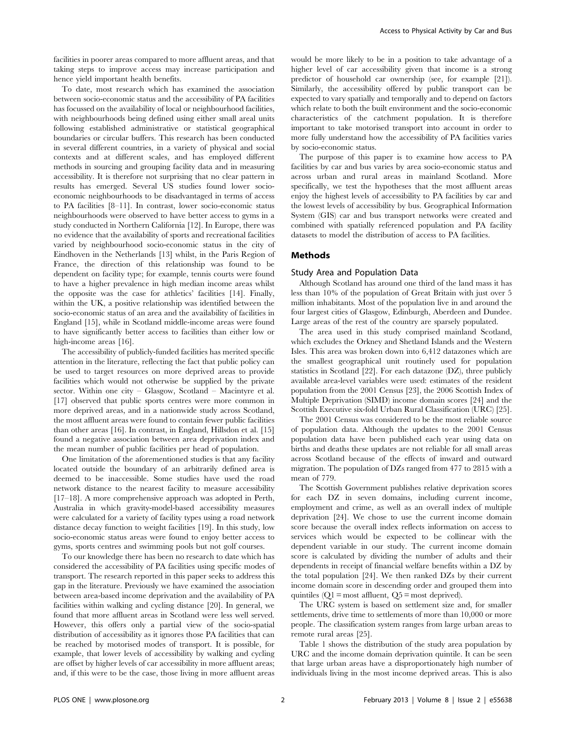facilities in poorer areas compared to more affluent areas, and that taking steps to improve access may increase participation and hence yield important health benefits.

To date, most research which has examined the association between socio-economic status and the accessibility of PA facilities has focussed on the availability of local or neighbourhood facilities, with neighbourhoods being defined using either small areal units following established administrative or statistical geographical boundaries or circular buffers. This research has been conducted in several different countries, in a variety of physical and social contexts and at different scales, and has employed different methods in sourcing and grouping facility data and in measuring accessibility. It is therefore not surprising that no clear pattern in results has emerged. Several US studies found lower socio-economic neighbourhoods to be disadvantaged in terms of access to PA facilities [8–11]. In contrast, lower socio-economic status neighbourhoods were observed to have better access to gyms in a study conducted in Northern California [12]. In Europe, there was no evidence that the availability of sports and recreational facilities varied by neighbourhood socio-economic status in the city of Eindhoven in the Netherlands [13] whilst, in the Paris Region of France, the direction of this relationship was found to be dependent on facility type; for example, tennis courts were found to have a higher prevalence in high median income areas whilst the opposite was the case for athletics' facilities [14]. Finally, within the UK, a positive relationship was identified between the socio-economic status of an area and the availability of facilities in England [15], while in Scotland middle-income areas were found to have significantly better access to facilities than either low or high-income areas [16].

The accessibility of publicly-funded facilities has merited specific attention in the literature, reflecting the fact that public policy can be used to target resources on more deprived areas to provide facilities which would not otherwise be supplied by the private sector. Within one city – Glasgow, Scotland – Macintyre et al. [17] observed that public sports centres were more common in more deprived areas, and in a nationwide study across Scotland, the most affluent areas were found to contain fewer public facilities than other areas [16]. In contrast, in England, Hillsdon et al. [15] found a negative association between area deprivation index and the mean number of public facilities per head of population.

One limitation of the aforementioned studies is that any facility located outside the boundary of an arbitrarily defined area is deemed to be inaccessible. Some studies have used the road network distance to the nearest facility to measure accessibility [17–18]. A more comprehensive approach was adopted in Perth, Australia in which gravity-model-based accessibility measures were calculated for a variety of facility types using a road network distance decay function to weight facilities [19]. In this study, low socio-economic status areas were found to enjoy better access to gyms, sports centres and swimming pools but not golf courses.

To our knowledge there has been no research to date which has considered the accessibility of PA facilities using specific modes of transport. The research reported in this paper seeks to address this gap in the literature. Previously we have examined the association between area-based income deprivation and the availability of PA facilities within walking and cycling distance [20]. In general, we found that more affluent areas in Scotland were less well served. However, this offers only a partial view of the socio-spatial distribution of accessibility as it ignores those PA facilities that can be reached by motorised modes of transport. It is possible, for example, that lower levels of accessibility by walking and cycling are offset by higher levels of car accessibility in more affluent areas; and, if this were to be the case, those living in more affluent areas would be more likely to be in a position to take advantage of a higher level of car accessibility given that income is a strong predictor of household car ownership (see, for example [21]). Similarly, the accessibility offered by public transport can be expected to vary spatially and temporally and to depend on factors which relate to both the built environment and the socio-economic characteristics of the catchment population. It is therefore important to take motorised transport into account in order to more fully understand how the accessibility of PA facilities varies by socio-economic status.

The purpose of this paper is to examine how access to PA facilities by car and bus varies by area socio-economic status and across urban and rural areas in mainland Scotland. More specifically, we test the hypotheses that the most affluent areas enjoy the highest levels of accessibility to PA facilities by car and the lowest levels of accessibility by bus. Geographical Information System (GIS) car and bus transport networks were created and combined with spatially referenced population and PA facility datasets to model the distribution of access to PA facilities.

## Methods

### Study Area and Population Data

Although Scotland has around one third of the land mass it has less than 10% of the population of Great Britain with just over 5 million inhabitants. Most of the population live in and around the four largest cities of Glasgow, Edinburgh, Aberdeen and Dundee. Large areas of the rest of the country are sparsely populated.

The area used in this study comprised mainland Scotland, which excludes the Orkney and Shetland Islands and the Western Isles. This area was broken down into 6,412 datazones which are the smallest geographical unit routinely used for population statistics in Scotland [22]. For each datazone (DZ), three publicly available area-level variables were used: estimates of the resident population from the 2001 Census [23], the 2006 Scottish Index of Multiple Deprivation (SIMD) income domain scores [24] and the Scottish Executive six-fold Urban Rural Classification (URC) [25].

The 2001 Census was considered to be the most reliable source of population data. Although the updates to the 2001 Census population data have been published each year using data on births and deaths these updates are not reliable for all small areas across Scotland because of the effects of inward and outward migration. The population of DZs ranged from 477 to 2815 with a mean of 779.

The Scottish Government publishes relative deprivation scores for each DZ in seven domains, including current income, employment and crime, as well as an overall index of multiple deprivation [24]. We chose to use the current income domain score because the overall index reflects information on access to services which would be expected to be collinear with the dependent variable in our study. The current income domain score is calculated by dividing the number of adults and their dependents in receipt of financial welfare benefits within a DZ by the total population [24]. We then ranked DZs by their current income domain score in descending order and grouped them into quintiles (Q1 = most affluent, Q5 = most deprived).

The URC system is based on settlement size and, for smaller settlements, drive time to settlements of more than 10,000 or more people. The classification system ranges from large urban areas to remote rural areas [25].

Table 1 shows the distribution of the study area population by URC and the income domain deprivation quintile. It can be seen that large urban areas have a disproportionately high number of individuals living in the most income deprived areas. This is also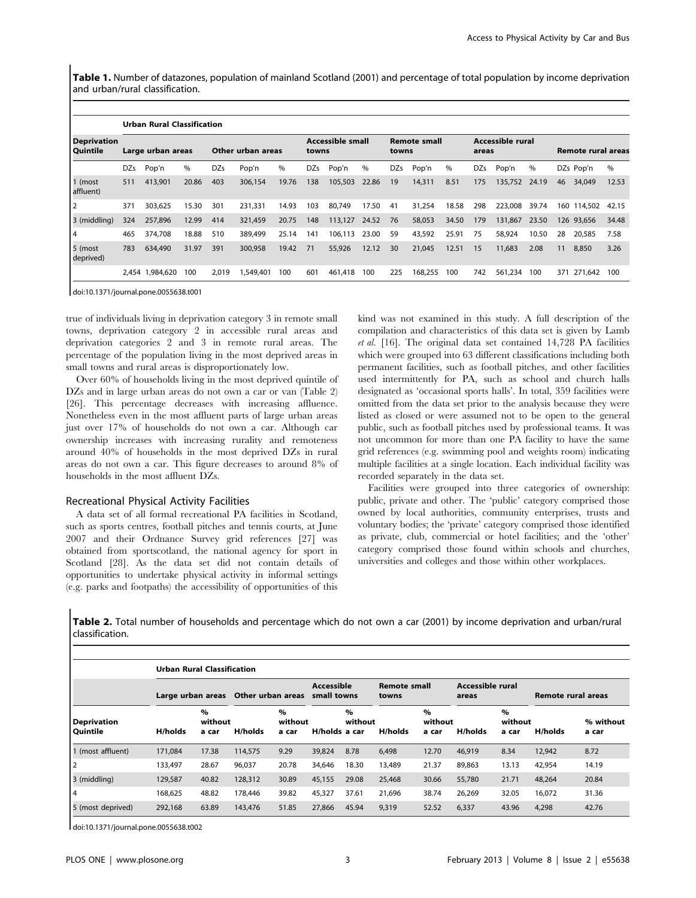**Table 1.** Number of datazones, population of mainland Scotland (2001) and percentage of total population by income deprivation and urban/rural classification.

| Deprivation Quintile | Urban Rural Classification | | | | | | | | | | | | | | | | | |
|---|---|---|---|---|---|---|---|---|---|---|---|---|---|---|---|---|---|---|
| | Large urban areas | | | Other urban areas | | | Accessible small towns | | | Remote small towns | | | Accessible rural areas | | | Remote rural areas | | |
| | DZs | Pop'n | % | DZs | Pop'n | % | DZs | Pop'n | % | DZs | Pop'n | % | DZs | Pop'n | % | DZs | Pop'n | % |
| 1 (most affluent) | 511 | 413,901 | 20.86 | 403 | 306,154 | 19.76 | 138 | 105,503 | 22.86 | 19 | 14,311 | 8.51 | 175 | 135,752 | 24.19 | 46 | 34,049 | 12.53 |
| 2 | 371 | 303,625 | 15.30 | 301 | 231,331 | 14.93 | 103 | 80,749 | 17.50 | 41 | 31,254 | 18.58 | 298 | 223,008 | 39.74 | 160 | 114,502 | 42.15 |
| 3 (middling) | 324 | 257,896 | 12.99 | 414 | 321,459 | 20.75 | 148 | 113,127 | 24.52 | 76 | 58,053 | 34.50 | 179 | 131,867 | 23.50 | 126 | 93,656 | 34.48 |
| 4 | 465 | 374,708 | 18.88 | 510 | 389,499 | 25.14 | 141 | 106,113 | 23.00 | 59 | 43,592 | 25.91 | 75 | 58,924 | 10.50 | 28 | 20,585 | 7.58 |
| 5 (most deprived) | 783 | 634,490 | 31.97 | 391 | 300,958 | 19.42 | 71 | 55,926 | 12.12 | 30 | 21,045 | 12.51 | 15 | 11,683 | 2.08 | 11 | 8,850 | 3.26 |
| | 2,454 | 1,984,620 | 100 | 2,019 | 1,549,401 | 100 | 601 | 461,418 | 100 | 225 | 168,255 | 100 | 742 | 561,234 | 100 | 371 | 271,642 | 100 |

doi:10.1371/journal.pone.0055638.t001

true of individuals living in deprivation category 3 in remote small towns, deprivation category 2 in accessible rural areas and deprivation categories 2 and 3 in remote rural areas. The percentage of the population living in the most deprived areas in small towns and rural areas is disproportionately low.

Over 60% of households living in the most deprived quintile of DZs and in large urban areas do not own a car or van (Table 2) [26]. This percentage decreases with increasing affluence. Nonetheless even in the most affluent parts of large urban areas just over 17% of households do not own a car. Although car ownership increases with increasing rurality and remoteness around 40% of households in the most deprived DZs in rural areas do not own a car. This figure decreases to around 8% of households in the most affluent DZs.

## Recreational Physical Activity Facilities

A data set of all formal recreational PA facilities in Scotland, such as sports centres, football pitches and tennis courts, at June 2007 and their Ordnance Survey grid references [27] was obtained from sportscotland, the national agency for sport in Scotland [28]. As the data set did not contain details of opportunities to undertake physical activity in informal settings (e.g. parks and footpaths) the accessibility of opportunities of this kind was not examined in this study. A full description of the compilation and characteristics of this data set is given by Lamb *et al.* [16]. The original data set contained 14,728 PA facilities which were grouped into 63 different classifications including both permanent facilities, such as football pitches, and other facilities used intermittently for PA, such as school and church halls designated as 'occasional sports halls'. In total, 359 facilities were omitted from the data set prior to the analysis because they were listed as closed or were assumed not to be open to the general public, such as football pitches used by professional teams. It was not uncommon for more than one PA facility to have the same grid references (e.g. swimming pool and weights room) indicating multiple facilities at a single location. Each individual facility was recorded separately in the data set.

Facilities were grouped into three categories of ownership: public, private and other. The 'public' category comprised those owned by local authorities, community enterprises, trusts and voluntary bodies; the 'private' category comprised those identified as private, club, commercial or hotel facilities; and the 'other' category comprised those found within schools and churches, universities and colleges and those within other workplaces.

**Table 2.** Total number of households and percentage which do not own a car (2001) by income deprivation and urban/rural classification.

| Deprivation Quintile | Urban Rural Classification | | | | | | | | | | | |
|---|---|---|---|---|---|---|---|---|---|---|---|---|
| | Large urban areas | | Other urban areas | | Accessible small towns | | Remote small towns | | Accessible rural areas | | Remote rural areas | |
| | H/holds | % without a car | H/holds | % without a car | H/holds | % without a car | H/holds | % without a car | H/holds | % without a car | H/holds | % without a car |
| 1 (most affluent) | 171,084 | 17.38 | 114,575 | 9.29 | 39,824 | 8.78 | 6,498 | 12.70 | 46,919 | 8.34 | 12,942 | 8.72 |
| 2 | 133,497 | 28.67 | 96,037 | 20.78 | 34,646 | 18.30 | 13,489 | 21.37 | 89,863 | 13.13 | 42,954 | 14.19 |
| 3 (middling) | 129,587 | 40.82 | 128,312 | 30.89 | 45,155 | 29.08 | 25,468 | 30.66 | 55,780 | 21.71 | 48,264 | 20.84 |
| 4 | 168,625 | 48.82 | 178,446 | 39.82 | 45,327 | 37.61 | 21,696 | 38.74 | 26,269 | 32.05 | 16,072 | 31.36 |
| 5 (most deprived) | 292,168 | 63.89 | 143,476 | 51.85 | 27,866 | 45.94 | 9,319 | 52.52 | 6,337 | 43.96 | 4,298 | 42.76 |

doi:10.1371/journal.pone.0055638.t002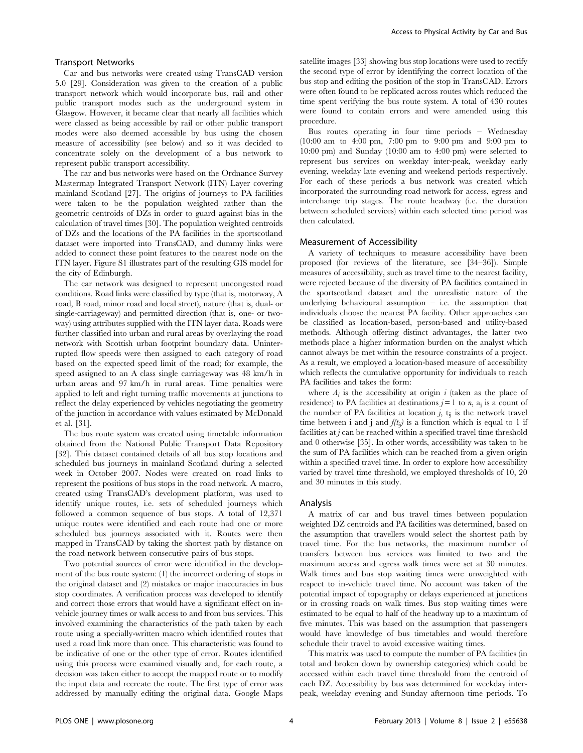### Transport Networks

Car and bus networks were created using TransCAD version 5.0 [29]. Consideration was given to the creation of a public transport network which would incorporate bus, rail and other public transport modes such as the underground system in Glasgow. However, it became clear that nearly all facilities which were classed as being accessible by rail or other public transport modes were also deemed accessible by bus using the chosen measure of accessibility (see below) and so it was decided to concentrate solely on the development of a bus network to represent public transport accessibility.

The car and bus networks were based on the Ordnance Survey Mastermap Integrated Transport Network (ITN) Layer covering mainland Scotland [27]. The origins of journeys to PA facilities were taken to be the population weighted rather than the geometric centroids of DZs in order to guard against bias in the calculation of travel times [30]. The population weighted centroids of DZs and the locations of the PA facilities in the sportscotland dataset were imported into TransCAD, and dummy links were added to connect these point features to the nearest node on the ITN layer. Figure S1 illustrates part of the resulting GIS model for the city of Edinburgh.

The car network was designed to represent uncongested road conditions. Road links were classified by type (that is, motorway, A road, B road, minor road and local street), nature (that is, dual- or single-carriageway) and permitted direction (that is, one- or two-way) using attributes supplied with the ITN layer data. Roads were further classified into urban and rural areas by overlaying the road network with Scottish urban footprint boundary data. Uninterrupted flow speeds were then assigned to each category of road based on the expected speed limit of the road; for example, the speed assigned to an A class single carriageway was 48 km/h in urban areas and 97 km/h in rural areas. Time penalties were applied to left and right turning traffic movements at junctions to reflect the delay experienced by vehicles negotiating the geometry of the junction in accordance with values estimated by McDonald et al. [31].

The bus route system was created using timetable information obtained from the National Public Transport Data Repository [32]. This dataset contained details of all bus stop locations and scheduled bus journeys in mainland Scotland during a selected week in October 2007. Nodes were created on road links to represent the positions of bus stops in the road network. A macro, created using TransCAD's development platform, was used to identify unique routes, i.e. sets of scheduled journeys which followed a common sequence of bus stops. A total of 12,371 unique routes were identified and each route had one or more scheduled bus journeys associated with it. Routes were then mapped in TransCAD by taking the shortest path by distance on the road network between consecutive pairs of bus stops.

Two potential sources of error were identified in the development of the bus route system: (1) the incorrect ordering of stops in the original dataset and (2) mistakes or major inaccuracies in bus stop coordinates. A verification process was developed to identify and correct those errors that would have a significant effect on in-vehicle journey times or walk access to and from bus services. This involved examining the characteristics of the path taken by each route using a specially-written macro which identified routes that used a road link more than once. This characteristic was found to be indicative of one or the other type of error. Routes identified using this process were examined visually and, for each route, a decision was taken either to accept the mapped route or to modify the input data and recreate the route. The first type of error was addressed by manually editing the original data. Google Maps satellite images [33] showing bus stop locations were used to rectify the second type of error by identifying the correct location of the bus stop and editing the position of the stop in TransCAD. Errors were often found to be replicated across routes which reduced the time spent verifying the bus route system. A total of 430 routes were found to contain errors and were amended using this procedure.

Bus routes operating in four time periods – Wednesday (10:00 am to 4:00 pm, 7:00 pm to 9:00 pm and 9:00 pm to 10:00 pm) and Sunday (10:00 am to 4:00 pm) were selected to represent bus services on weekday inter-peak, weekday early evening, weekday late evening and weekend periods respectively. For each of these periods a bus network was created which incorporated the surrounding road network for access, egress and interchange trip stages. The route headway (i.e. the duration between scheduled services) within each selected time period was then calculated.

### Measurement of Accessibility

A variety of techniques to measure accessibility have been proposed (for reviews of the literature, see [34–36]). Simple measures of accessibility, such as travel time to the nearest facility, were rejected because of the diversity of PA facilities contained in the sportscotland dataset and the unrealistic nature of the underlying behavioural assumption – i.e. the assumption that individuals choose the nearest PA facility. Other approaches can be classified as location-based, person-based and utility-based methods. Although offering distinct advantages, the latter two methods place a higher information burden on the analyst which cannot always be met within the resource constraints of a project. As a result, we employed a location-based measure of accessibility which reflects the cumulative opportunity for individuals to reach PA facilities and takes the form:

where $A_i$ is the accessibility at origin $i$ (taken as the place of residence) to PA facilities at destinations $j = 1$ to $n$, $a_j$ is a count of the number of PA facilities at location $j$, $t_{ij}$ is the network travel time between i and j and $f(t_{ij})$ is a function which is equal to 1 if facilities at $j$ can be reached within a specified travel time threshold and 0 otherwise [35]. In other words, accessibility was taken to be the sum of PA facilities which can be reached from a given origin within a specified travel time. In order to explore how accessibility varied by travel time threshold, we employed thresholds of 10, 20 and 30 minutes in this study.

### Analysis

A matrix of car and bus travel times between population weighted DZ centroids and PA facilities was determined, based on the assumption that travellers would select the shortest path by travel time. For the bus networks, the maximum number of transfers between bus services was limited to two and the maximum access and egress walk times were set at 30 minutes. Walk times and bus stop waiting times were unweighted with respect to in-vehicle travel time. No account was taken of the potential impact of topography or delays experienced at junctions or in crossing roads on walk times. Bus stop waiting times were estimated to be equal to half of the headway up to a maximum of five minutes. This was based on the assumption that passengers would have knowledge of bus timetables and would therefore schedule their travel to avoid excessive waiting times.

This matrix was used to compute the number of PA facilities (in total and broken down by ownership categories) which could be accessed within each travel time threshold from the centroid of each DZ. Accessibility by bus was determined for weekday inter-peak, weekday evening and Sunday afternoon time periods. To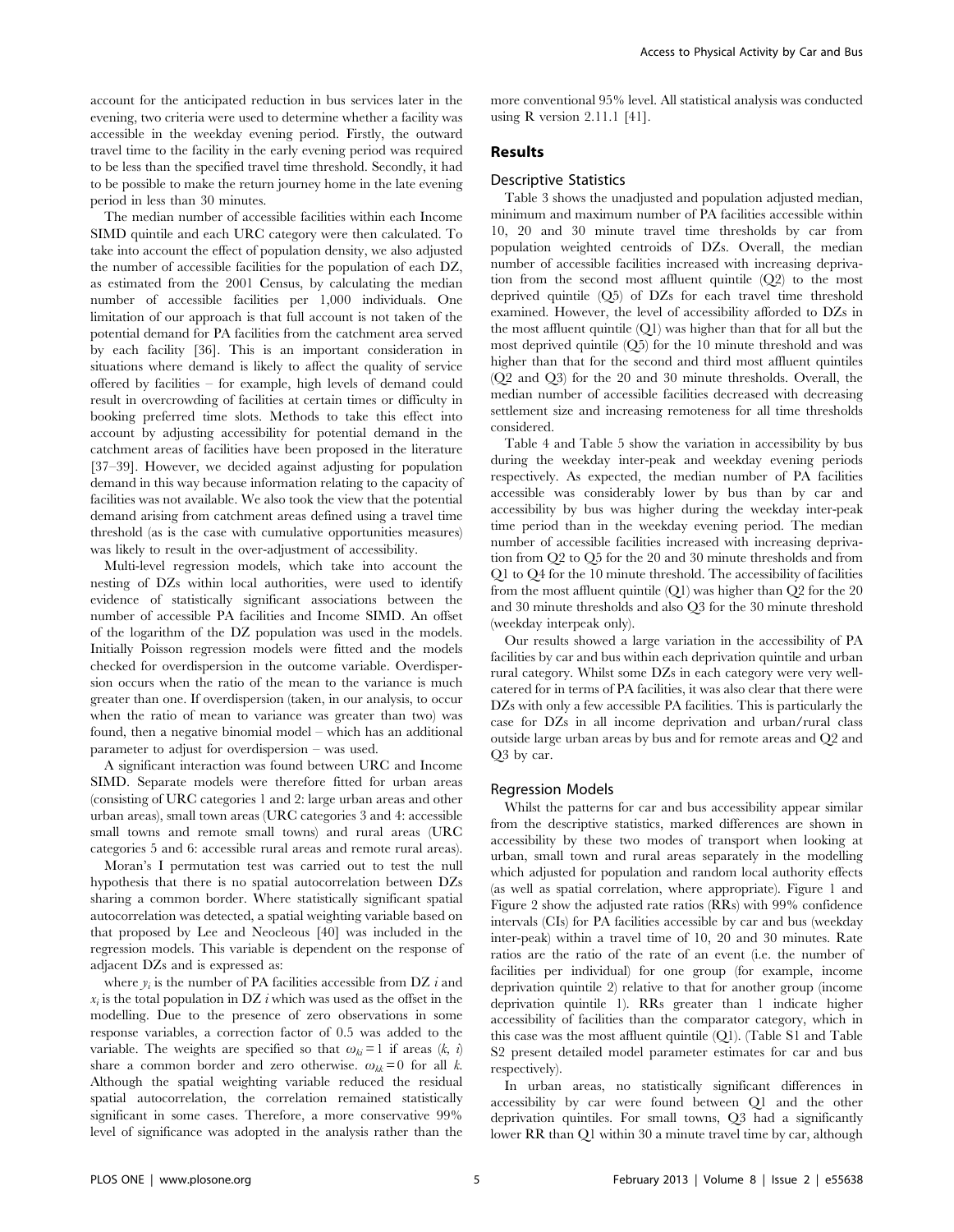account for the anticipated reduction in bus services later in the evening, two criteria were used to determine whether a facility was accessible in the weekday evening period. Firstly, the outward travel time to the facility in the early evening period was required to be less than the specified travel time threshold. Secondly, it had to be possible to make the return journey home in the late evening period in less than 30 minutes.

The median number of accessible facilities within each Income SIMD quintile and each URC category were then calculated. To take into account the effect of population density, we also adjusted the number of accessible facilities for the population of each DZ, as estimated from the 2001 Census, by calculating the median number of accessible facilities per 1,000 individuals. One limitation of our approach is that full account is not taken of the potential demand for PA facilities from the catchment area served by each facility [36]. This is an important consideration in situations where demand is likely to affect the quality of service offered by facilities – for example, high levels of demand could result in overcrowding of facilities at certain times or difficulty in booking preferred time slots. Methods to take this effect into account by adjusting accessibility for potential demand in the catchment areas of facilities have been proposed in the literature [37–39]. However, we decided against adjusting for population demand in this way because information relating to the capacity of facilities was not available. We also took the view that the potential demand arising from catchment areas defined using a travel time threshold (as is the case with cumulative opportunities measures) was likely to result in the over-adjustment of accessibility.

Multi-level regression models, which take into account the nesting of DZs within local authorities, were used to identify evidence of statistically significant associations between the number of accessible PA facilities and Income SIMD. An offset of the logarithm of the DZ population was used in the models. Initially Poisson regression models were fitted and the models checked for overdispersion in the outcome variable. Overdispersion occurs when the ratio of the mean to the variance is much greater than one. If overdispersion (taken, in our analysis, to occur when the ratio of mean to variance was greater than two) was found, then a negative binomial model – which has an additional parameter to adjust for overdispersion – was used.

A significant interaction was found between URC and Income SIMD. Separate models were therefore fitted for urban areas (consisting of URC categories 1 and 2: large urban areas and other urban areas), small town areas (URC categories 3 and 4: accessible small towns and remote small towns) and rural areas (URC categories 5 and 6: accessible rural areas and remote rural areas).

Moran's I permutation test was carried out to test the null hypothesis that there is no spatial autocorrelation between DZs sharing a common border. Where statistically significant spatial autocorrelation was detected, a spatial weighting variable based on that proposed by Lee and Neocleous [40] was included in the regression models. This variable is dependent on the response of adjacent DZs and is expressed as:

where $y_i$ is the number of PA facilities accessible from DZ $i$ and $x_i$ is the total population in DZ $i$ which was used as the offset in the modelling. Due to the presence of zero observations in some response variables, a correction factor of 0.5 was added to the variable. The weights are specified so that $\omega_{ki} = 1$ if areas $(k, i)$ share a common border and zero otherwise. $\omega_{kk} = 0$ for all $k$. Although the spatial weighting variable reduced the residual spatial autocorrelation, the correlation remained statistically significant in some cases. Therefore, a more conservative 99% level of significance was adopted in the analysis rather than the more conventional 95% level. All statistical analysis was conducted using R version 2.11.1 [41].

## Results

### Descriptive Statistics

Table 3 shows the unadjusted and population adjusted median, minimum and maximum number of PA facilities accessible within 10, 20 and 30 minute travel time thresholds by car from population weighted centroids of DZs. Overall, the median number of accessible facilities increased with increasing deprivation from the second most affluent quintile (Q2) to the most deprived quintile (Q5) of DZs for each travel time threshold examined. However, the level of accessibility afforded to DZs in the most affluent quintile (Q1) was higher than that for all but the most deprived quintile (Q5) for the 10 minute threshold and was higher than that for the second and third most affluent quintiles (Q2 and Q3) for the 20 and 30 minute thresholds. Overall, the median number of accessible facilities decreased with decreasing settlement size and increasing remoteness for all time thresholds considered.

Table 4 and Table 5 show the variation in accessibility by bus during the weekday inter-peak and weekday evening periods respectively. As expected, the median number of PA facilities accessible was considerably lower by bus than by car and accessibility by bus was higher during the weekday inter-peak time period than in the weekday evening period. The median number of accessible facilities increased with increasing deprivation from Q2 to Q5 for the 20 and 30 minute thresholds and from Q1 to Q4 for the 10 minute threshold. The accessibility of facilities from the most affluent quintile (Q1) was higher than Q2 for the 20 and 30 minute thresholds and also Q3 for the 30 minute threshold (weekday interpeak only).

Our results showed a large variation in the accessibility of PA facilities by car and bus within each deprivation quintile and urban rural category. Whilst some DZs in each category were very well-catered for in terms of PA facilities, it was also clear that there were DZs with only a few accessible PA facilities. This is particularly the case for DZs in all income deprivation and urban/rural class outside large urban areas by bus and for remote areas and Q2 and Q3 by car.

### Regression Models

Whilst the patterns for car and bus accessibility appear similar from the descriptive statistics, marked differences are shown in accessibility by these two modes of transport when looking at urban, small town and rural areas separately in the modelling which adjusted for population and random local authority effects (as well as spatial correlation, where appropriate). Figure 1 and Figure 2 show the adjusted rate ratios (RRs) with 99% confidence intervals (CIs) for PA facilities accessible by car and bus (weekday inter-peak) within a travel time of 10, 20 and 30 minutes. Rate ratios are the ratio of the rate of an event (i.e. the number of facilities per individual) for one group (for example, income deprivation quintile 2) relative to that for another group (income deprivation quintile 1). RRs greater than 1 indicate higher accessibility of facilities than the comparator category, which in this case was the most affluent quintile (Q1). (Table S1 and Table S2 present detailed model parameter estimates for car and bus respectively).

In urban areas, no statistically significant differences in accessibility by car were found between Q1 and the other deprivation quintiles. For small towns, Q3 had a significantly lower RR than Q1 within 30 a minute travel time by car, although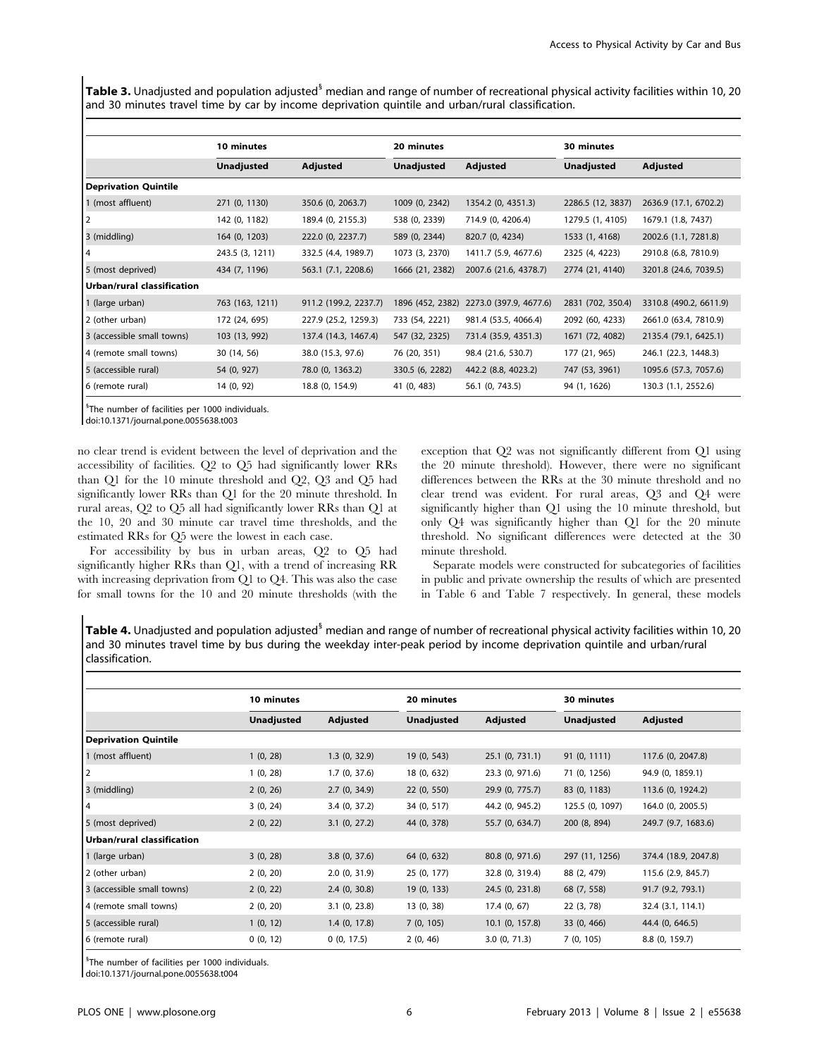**Table 3.** Unadjusted and population adjusted[§] median and range of number of recreational physical activity facilities within 10, 20 and 30 minutes travel time by car by income deprivation quintile and urban/rural classification.

| | 10 minutes | | 20 minutes | | 30 minutes | |
|---|---|---|---|---|---|---|
| | **Unadjusted** | **Adjusted** | **Unadjusted** | **Adjusted** | **Unadjusted** | **Adjusted** |
| **Deprivation Quintile** | | | | | | |
| 1 (most affluent) | 271 (0, 1130) | 350.6 (0, 2063.7) | 1009 (0, 2342) | 1354.2 (0, 4351.3) | 2286.5 (12, 3837) | 2636.9 (17.1, 6702.2) |
| 2 | 142 (0, 1182) | 189.4 (0, 2155.3) | 538 (0, 2339) | 714.9 (0, 4206.4) | 1279.5 (1, 4105) | 1679.1 (1.8, 7437) |
| 3 (middling) | 164 (0, 1203) | 222.0 (0, 2237.7) | 589 (0, 2344) | 820.7 (0, 4234) | 1533 (1, 4168) | 2002.6 (1.1, 7281.8) |
| 4 | 243.5 (3, 1211) | 332.5 (4.4, 1989.7) | 1073 (3, 2370) | 1411.7 (5.9, 4677.6) | 2325 (4, 4223) | 2910.8 (6.8, 7810.9) |
| 5 (most deprived) | 434 (7, 1196) | 563.1 (7.1, 2208.6) | 1666 (21, 2382) | 2007.6 (21.6, 4378.7) | 2774 (21, 4140) | 3201.8 (24.6, 7039.5) |
| **Urban/rural classification** | | | | | | |
| 1 (large urban) | 763 (163, 1211) | 911.2 (199.2, 2237.7) | 1896 (452, 2382) | 2273.0 (397.9, 4677.6) | 2831 (702, 350.4) | 3310.8 (490.2, 6611.9) |
| 2 (other urban) | 172 (24, 695) | 227.9 (25.2, 1259.3) | 733 (54, 2221) | 981.4 (53.5, 4066.4) | 2092 (60, 4233) | 2661.0 (63.4, 7810.9) |
| 3 (accessible small towns) | 103 (13, 992) | 137.4 (14.3, 1467.4) | 547 (32, 2325) | 731.4 (35.9, 4351.3) | 1671 (72, 4082) | 2135.4 (79.1, 6425.1) |
| 4 (remote small towns) | 30 (14, 56) | 38.0 (15.3, 97.6) | 76 (20, 351) | 98.4 (21.6, 530.7) | 177 (21, 965) | 246.1 (22.3, 1448.3) |
| 5 (accessible rural) | 54 (0, 927) | 78.0 (0, 1363.2) | 330.5 (6, 2282) | 442.2 (8.8, 4023.2) | 747 (53, 3961) | 1095.6 (57.3, 7057.6) |
| 6 (remote rural) | 14 (0, 92) | 18.8 (0, 154.9) | 41 (0, 483) | 56.1 (0, 743.5) | 94 (1, 1626) | 130.3 (1.1, 2552.6) |

[§]The number of facilities per 1000 individuals.
doi:10.1371/journal.pone.0055638.t003

no clear trend is evident between the level of deprivation and the accessibility of facilities. Q2 to Q5 had significantly lower RRs than Q1 for the 10 minute threshold and Q2, Q3 and Q5 had significantly lower RRs than Q1 for the 20 minute threshold. In rural areas, Q2 to Q5 all had significantly lower RRs than Q1 at the 10, 20 and 30 minute car travel time thresholds, and the estimated RRs for Q5 were the lowest in each case.

For accessibility by bus in urban areas, Q2 to Q5 had significantly higher RRs than Q1, with a trend of increasing RR with increasing deprivation from Q1 to Q4. This was also the case for small towns for the 10 and 20 minute thresholds (with the exception that Q2 was not significantly different from Q1 using the 20 minute threshold). However, there were no significant differences between the RRs at the 30 minute threshold and no clear trend was evident. For rural areas, Q3 and Q4 were significantly higher than Q1 using the 10 minute threshold, but only Q4 was significantly higher than Q1 for the 20 minute threshold. No significant differences were detected at the 30 minute threshold.

Separate models were constructed for subcategories of facilities in public and private ownership the results of which are presented in Table 6 and Table 7 respectively. In general, these models

**Table 4.** Unadjusted and population adjusted[§] median and range of number of recreational physical activity facilities within 10, 20 and 30 minutes travel time by bus during the weekday inter-peak period by income deprivation quintile and urban/rural classification.

| | 10 minutes | | 20 minutes | | 30 minutes | |
|---|---|---|---|---|---|---|
| | **Unadjusted** | **Adjusted** | **Unadjusted** | **Adjusted** | **Unadjusted** | **Adjusted** |
| **Deprivation Quintile** | | | | | | |
| 1 (most affluent) | 1 (0, 28) | 1.3 (0, 32.9) | 19 (0, 543) | 25.1 (0, 731.1) | 91 (0, 1111) | 117.6 (0, 2047.8) |
| 2 | 1 (0, 28) | 1.7 (0, 37.6) | 18 (0, 632) | 23.3 (0, 971.6) | 71 (0, 1256) | 94.9 (0, 1859.1) |
| 3 (middling) | 2 (0, 26) | 2.7 (0, 34.9) | 22 (0, 550) | 29.9 (0, 775.7) | 83 (0, 1183) | 113.6 (0, 1924.2) |
| 4 | 3 (0, 24) | 3.4 (0, 37.2) | 34 (0, 517) | 44.2 (0, 945.2) | 125.5 (0, 1097) | 164.0 (0, 2005.5) |
| 5 (most deprived) | 2 (0, 22) | 3.1 (0, 27.2) | 44 (0, 378) | 55.7 (0, 634.7) | 200 (8, 894) | 249.7 (9.7, 1683.6) |
| **Urban/rural classification** | | | | | | |
| 1 (large urban) | 3 (0, 28) | 3.8 (0, 37.6) | 64 (0, 632) | 80.8 (0, 971.6) | 297 (11, 1256) | 374.4 (18.9, 2047.8) |
| 2 (other urban) | 2 (0, 20) | 2.0 (0, 31.9) | 25 (0, 177) | 32.8 (0, 319.4) | 88 (2, 479) | 115.6 (2.9, 845.7) |
| 3 (accessible small towns) | 2 (0, 22) | 2.4 (0, 30.8) | 19 (0, 133) | 24.5 (0, 231.8) | 68 (7, 558) | 91.7 (9.2, 793.1) |
| 4 (remote small towns) | 2 (0, 20) | 3.1 (0, 23.8) | 13 (0, 38) | 17.4 (0, 67) | 22 (3, 78) | 32.4 (3.1, 114.1) |
| 5 (accessible rural) | 1 (0, 12) | 1.4 (0, 17.8) | 7 (0, 105) | 10.1 (0, 157.8) | 33 (0, 466) | 44.4 (0, 646.5) |
| 6 (remote rural) | 0 (0, 12) | 0 (0, 17.5) | 2 (0, 46) | 3.0 (0, 71.3) | 7 (0, 105) | 8.8 (0, 159.7) |

[§]The number of facilities per 1000 individuals.
doi:10.1371/journal.pone.0055638.t004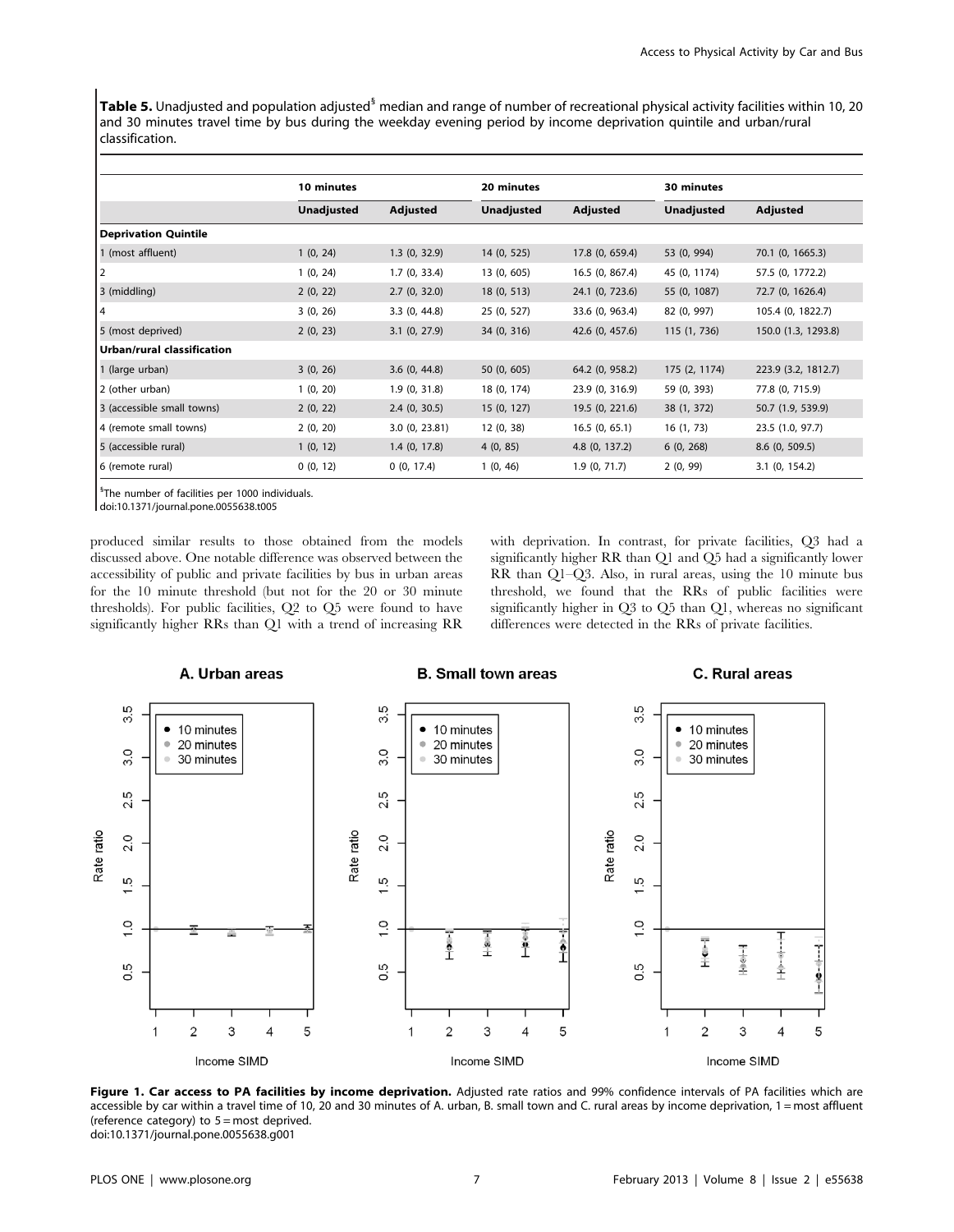**Table 5.** Unadjusted and population adjusted[§] median and range of number of recreational physical activity facilities within 10, 20 and 30 minutes travel time by bus during the weekday evening period by income deprivation quintile and urban/rural classification.

| | 10 minutes | | 20 minutes | | 30 minutes | |
|---|---|---|---|---|---|---|
| | **Unadjusted** | **Adjusted** | **Unadjusted** | **Adjusted** | **Unadjusted** | **Adjusted** |
| **Deprivation Quintile** | | | | | | |
| 1 (most affluent) | 1 (0, 24) | 1.3 (0, 32.9) | 14 (0, 525) | 17.8 (0, 659.4) | 53 (0, 994) | 70.1 (0, 1665.3) |
| 2 | 1 (0, 24) | 1.7 (0, 33.4) | 13 (0, 605) | 16.5 (0, 867.4) | 45 (0, 1174) | 57.5 (0, 1772.2) |
| 3 (middling) | 2 (0, 22) | 2.7 (0, 32.0) | 18 (0, 513) | 24.1 (0, 723.6) | 55 (0, 1087) | 72.7 (0, 1626.4) |
| 4 | 3 (0, 26) | 3.3 (0, 44.8) | 25 (0, 527) | 33.6 (0, 963.4) | 82 (0, 997) | 105.4 (0, 1822.7) |
| 5 (most deprived) | 2 (0, 23) | 3.1 (0, 27.9) | 34 (0, 316) | 42.6 (0, 457.6) | 115 (1, 736) | 150.0 (1.3, 1293.8) |
| **Urban/rural classification** | | | | | | |
| 1 (large urban) | 3 (0, 26) | 3.6 (0, 44.8) | 50 (0, 605) | 64.2 (0, 958.2) | 175 (2, 1174) | 223.9 (3.2, 1812.7) |
| 2 (other urban) | 1 (0, 20) | 1.9 (0, 31.8) | 18 (0, 174) | 23.9 (0, 316.9) | 59 (0, 393) | 77.8 (0, 715.9) |
| 3 (accessible small towns) | 2 (0, 22) | 2.4 (0, 30.5) | 15 (0, 127) | 19.5 (0, 221.6) | 38 (1, 372) | 50.7 (1.9, 539.9) |
| 4 (remote small towns) | 2 (0, 20) | 3.0 (0, 23.81) | 12 (0, 38) | 16.5 (0, 65.1) | 16 (1, 73) | 23.5 (1.0, 97.7) |
| 5 (accessible rural) | 1 (0, 12) | 1.4 (0, 17.8) | 4 (0, 85) | 4.8 (0, 137.2) | 6 (0, 268) | 8.6 (0, 509.5) |
| 6 (remote rural) | 0 (0, 12) | 0 (0, 17.4) | 1 (0, 46) | 1.9 (0, 71.7) | 2 (0, 99) | 3.1 (0, 154.2) |

[§]The number of facilities per 1000 individuals.
doi:10.1371/journal.pone.0055638.t005

produced similar results to those obtained from the models discussed above. One notable difference was observed between the accessibility of public and private facilities by bus in urban areas for the 10 minute threshold (but not for the 20 or 30 minute thresholds). For public facilities, Q2 to Q5 were found to have significantly higher RRs than Q1 with a trend of increasing RR with deprivation. In contrast, for private facilities, Q3 had a significantly higher RR than Q1 and Q5 had a significantly lower RR than Q1–Q3. Also, in rural areas, using the 10 minute bus threshold, we found that the RRs of public facilities were significantly higher in Q3 to Q5 than Q1, whereas no significant differences were detected in the RRs of private facilities.

**Figure 1. Car access to PA facilities by income deprivation.** Adjusted rate ratios and 99% confidence intervals of PA facilities which are accessible by car within a travel time of 10, 20 and 30 minutes of A. urban, B. small town and C. rural areas by income deprivation, 1 = most affluent (reference category) to 5 = most deprived.
doi:10.1371/journal.pone.0055638.g001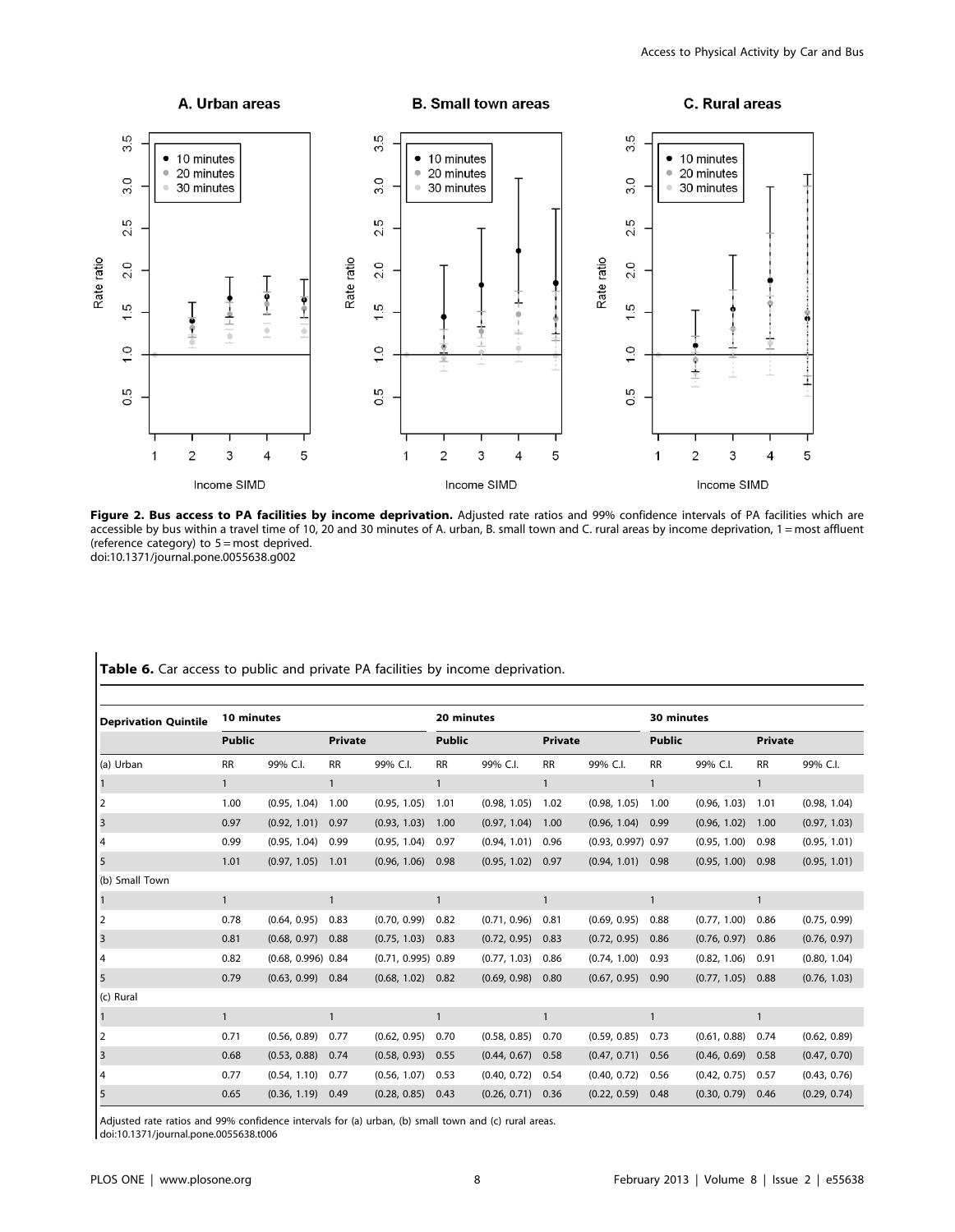**Figure 2. Bus access to PA facilities by income deprivation.** Adjusted rate ratios and 99% confidence intervals of PA facilities which are accessible by bus within a travel time of 10, 20 and 30 minutes of A. urban, B. small town and C. rural areas by income deprivation, 1 = most affluent (reference category) to 5 = most deprived.
doi:10.1371/journal.pone.0055638.g002

**Table 6.** Car access to public and private PA facilities by income deprivation.

| Deprivation Quintile | 10 minutes | | | | 20 minutes | | | | 30 minutes | | | |
|---|---|---|---|---|---|---|---|---|---|---|---|---|
| | Public | | Private | | Public | | Private | | Public | | Private | |
| (a) Urban | RR | 99% C.I. | RR | 99% C.I. | RR | 99% C.I. | RR | 99% C.I. | RR | 99% C.I. | RR | 99% C.I. |
| 1 | 1 | | 1 | | 1 | | 1 | | 1 | | 1 | |
| 2 | 1.00 | (0.95, 1.04) | 1.00 | (0.95, 1.05) | 1.01 | (0.98, 1.05) | 1.02 | (0.98, 1.05) | 1.00 | (0.96, 1.03) | 1.01 | (0.98, 1.04) |
| 3 | 0.97 | (0.92, 1.01) | 0.97 | (0.93, 1.03) | 1.00 | (0.97, 1.04) | 1.00 | (0.96, 1.04) | 0.99 | (0.96, 1.02) | 1.00 | (0.97, 1.03) |
| 4 | 0.99 | (0.95, 1.04) | 0.99 | (0.95, 1.04) | 0.97 | (0.94, 1.01) | 0.96 | (0.93, 0.997) | 0.97 | (0.95, 1.00) | 0.98 | (0.95, 1.01) |
| 5 | 1.01 | (0.97, 1.05) | 1.01 | (0.96, 1.06) | 0.98 | (0.95, 1.02) | 0.97 | (0.94, 1.01) | 0.98 | (0.95, 1.00) | 0.98 | (0.95, 1.01) |
| (b) Small Town | | | | | | | | | | | | |
| 1 | 1 | | 1 | | 1 | | 1 | | 1 | | 1 | |
| 2 | 0.78 | (0.64, 0.95) | 0.83 | (0.70, 0.99) | 0.82 | (0.71, 0.96) | 0.81 | (0.69, 0.95) | 0.88 | (0.77, 1.00) | 0.86 | (0.75, 0.99) |
| 3 | 0.81 | (0.68, 0.97) | 0.88 | (0.75, 1.03) | 0.83 | (0.72, 0.95) | 0.83 | (0.72, 0.95) | 0.86 | (0.76, 0.97) | 0.86 | (0.76, 0.97) |
| 4 | 0.82 | (0.68, 0.996) | 0.84 | (0.71, 0.995) | 0.89 | (0.77, 1.03) | 0.86 | (0.74, 1.00) | 0.93 | (0.82, 1.06) | 0.91 | (0.80, 1.04) |
| 5 | 0.79 | (0.63, 0.99) | 0.84 | (0.68, 1.02) | 0.82 | (0.69, 0.98) | 0.80 | (0.67, 0.95) | 0.90 | (0.77, 1.05) | 0.88 | (0.76, 1.03) |
| (c) Rural | | | | | | | | | | | | |
| 1 | 1 | | 1 | | 1 | | 1 | | 1 | | 1 | |
| 2 | 0.71 | (0.56, 0.89) | 0.77 | (0.62, 0.95) | 0.70 | (0.58, 0.85) | 0.70 | (0.59, 0.85) | 0.73 | (0.61, 0.88) | 0.74 | (0.62, 0.89) |
| 3 | 0.68 | (0.53, 0.88) | 0.74 | (0.58, 0.93) | 0.55 | (0.44, 0.67) | 0.58 | (0.47, 0.71) | 0.56 | (0.46, 0.69) | 0.58 | (0.47, 0.70) |
| 4 | 0.77 | (0.54, 1.10) | 0.77 | (0.56, 1.07) | 0.53 | (0.40, 0.72) | 0.54 | (0.40, 0.72) | 0.56 | (0.42, 0.75) | 0.57 | (0.43, 0.76) |
| 5 | 0.65 | (0.36, 1.19) | 0.49 | (0.28, 0.85) | 0.43 | (0.26, 0.71) | 0.36 | (0.22, 0.59) | 0.48 | (0.30, 0.79) | 0.46 | (0.29, 0.74) |

Adjusted rate ratios and 99% confidence intervals for (a) urban, (b) small town and (c) rural areas.
doi:10.1371/journal.pone.0055638.t006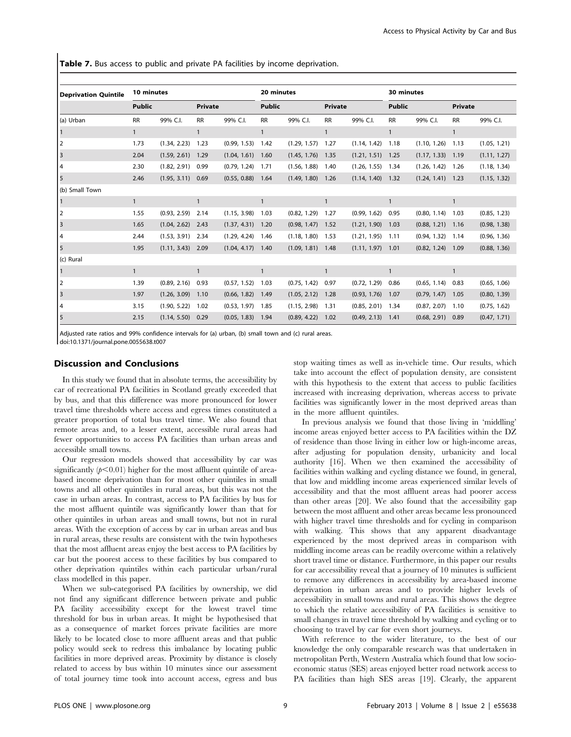**Table 7.** Bus access to public and private PA facilities by income deprivation.

| Deprivation Quintile | 10 minutes | | | | 20 minutes | | | | 30 minutes | | | |
|---|---|---|---|---|---|---|---|---|---|---|---|---|
| | Public | | Private | | Public | | Private | | Public | | Private | |
| (a) Urban | RR | 99% C.I. | RR | 99% C.I. | RR | 99% C.I. | RR | 99% C.I. | RR | 99% C.I. | RR | 99% C.I. |
| 1 | 1 | | 1 | | 1 | | 1 | | 1 | | 1 | |
| 2 | 1.73 | (1.34, 2.23) | 1.23 | (0.99, 1.53) | 1.42 | (1.29, 1.57) | 1.27 | (1.14, 1.42) | 1.18 | (1.10, 1.26) | 1.13 | (1.05, 1.21) |
| 3 | 2.04 | (1.59, 2.61) | 1.29 | (1.04, 1.61) | 1.60 | (1.45, 1.76) | 1.35 | (1.21, 1.51) | 1.25 | (1.17, 1.33) | 1.19 | (1.11, 1.27) |
| 4 | 2.30 | (1.82, 2.91) | 0.99 | (0.79, 1.24) | 1.71 | (1.56, 1.88) | 1.40 | (1.26, 1.55) | 1.34 | (1.26, 1.42) | 1.26 | (1.18, 1.34) |
| 5 | 2.46 | (1.95, 3.11) | 0.69 | (0.55, 0.88) | 1.64 | (1.49, 1.80) | 1.26 | (1.14, 1.40) | 1.32 | (1.24, 1.41) | 1.23 | (1.15, 1.32) |
| (b) Small Town | | | | | | | | | | | | |
| 1 | 1 | | 1 | | 1 | | 1 | | 1 | | 1 | |
| 2 | 1.55 | (0.93, 2.59) | 2.14 | (1.15, 3.98) | 1.03 | (0.82, 1.29) | 1.27 | (0.99, 1.62) | 0.95 | (0.80, 1.14) | 1.03 | (0.85, 1.23) |
| 3 | 1.65 | (1.04, 2.62) | 2.43 | (1.37, 4.31) | 1.20 | (0.98, 1.47) | 1.52 | (1.21, 1.90) | 1.03 | (0.88, 1.21) | 1.16 | (0.98, 1.38) |
| 4 | 2.44 | (1.53, 3.91) | 2.34 | (1.29, 4.24) | 1.46 | (1.18, 1.80) | 1.53 | (1.21, 1.95) | 1.11 | (0.94, 1.32) | 1.14 | (0.96, 1.36) |
| 5 | 1.95 | (1.11, 3.43) | 2.09 | (1.04, 4.17) | 1.40 | (1.09, 1.81) | 1.48 | (1.11, 1.97) | 1.01 | (0.82, 1.24) | 1.09 | (0.88, 1.36) |
| (c) Rural | | | | | | | | | | | | |
| 1 | 1 | | 1 | | 1 | | 1 | | 1 | | 1 | |
| 2 | 1.39 | (0.89, 2.16) | 0.93 | (0.57, 1.52) | 1.03 | (0.75, 1.42) | 0.97 | (0.72, 1.29) | 0.86 | (0.65, 1.14) | 0.83 | (0.65, 1.06) |
| 3 | 1.97 | (1.26, 3.09) | 1.10 | (0.66, 1.82) | 1.49 | (1.05, 2.12) | 1.28 | (0.93, 1.76) | 1.07 | (0.79, 1.47) | 1.05 | (0.80, 1.39) |
| 4 | 3.15 | (1.90, 5.22) | 1.02 | (0.53, 1.97) | 1.85 | (1.15, 2.98) | 1.31 | (0.85, 2.01) | 1.34 | (0.87, 2.07) | 1.10 | (0.75, 1.62) |
| 5 | 2.15 | (1.14, 5.50) | 0.29 | (0.05, 1.83) | 1.94 | (0.89, 4.22) | 1.02 | (0.49, 2.13) | 1.41 | (0.68, 2.91) | 0.89 | (0.47, 1.71) |

Adjusted rate ratios and 99% confidence intervals for (a) urban, (b) small town and (c) rural areas.
doi:10.1371/journal.pone.0055638.t007

## Discussion and Conclusions

In this study we found that in absolute terms, the accessibility by car of recreational PA facilities in Scotland greatly exceeded that by bus, and that this difference was more pronounced for lower travel time thresholds where access and egress times constituted a greater proportion of total bus travel time. We also found that remote areas and, to a lesser extent, accessible rural areas had fewer opportunities to access PA facilities than urban areas and accessible small towns.

Our regression models showed that accessibility by car was significantly ($p<0.01$) higher for the most affluent quintile of area-based income deprivation than for most other quintiles in small towns and all other quintiles in rural areas, but this was not the case in urban areas. In contrast, access to PA facilities by bus for the most affluent quintile was significantly lower than that for other quintiles in urban areas and small towns, but not in rural areas. With the exception of access by car in urban areas and bus in rural areas, these results are consistent with the twin hypotheses that the most affluent areas enjoy the best access to PA facilities by car but the poorest access to these facilities by bus compared to other deprivation quintiles within each particular urban/rural class modelled in this paper.

When we sub-categorised PA facilities by ownership, we did not find any significant difference between private and public PA facility accessibility except for the lowest travel time threshold for bus in urban areas. It might be hypothesised that as a consequence of market forces private facilities are more likely to be located close to more affluent areas and that public policy would seek to redress this imbalance by locating public facilities in more deprived areas. Proximity by distance is closely related to access by bus within 10 minutes since our assessment of total journey time took into account access, egress and bus stop waiting times as well as in-vehicle time. Our results, which take into account the effect of population density, are consistent with this hypothesis to the extent that access to public facilities increased with increasing deprivation, whereas access to private facilities was significantly lower in the most deprived areas than in the more affluent quintiles.

In previous analysis we found that those living in 'middling' income areas enjoyed better access to PA facilities within the DZ of residence than those living in either low or high-income areas, after adjusting for population density, urbanicity and local authority [16]. When we then examined the accessibility of facilities within walking and cycling distance we found, in general, that low and middling income areas experienced similar levels of accessibility and that the most affluent areas had poorer access than other areas [20]. We also found that the accessibility gap between the most affluent and other areas became less pronounced with higher travel time thresholds and for cycling in comparison with walking. This shows that any apparent disadvantage experienced by the most deprived areas in comparison with middling income areas can be readily overcome within a relatively short travel time or distance. Furthermore, in this paper our results for car accessibility reveal that a journey of 10 minutes is sufficient to remove any differences in accessibility by area-based income deprivation in urban areas and to provide higher levels of accessibility in small towns and rural areas. This shows the degree to which the relative accessibility of PA facilities is sensitive to small changes in travel time threshold by walking and cycling or to choosing to travel by car for even short journeys.

With reference to the wider literature, to the best of our knowledge the only comparable research was that undertaken in metropolitan Perth, Western Australia which found that low socio-economic status (SES) areas enjoyed better road network access to PA facilities than high SES areas [19]. Clearly, the apparent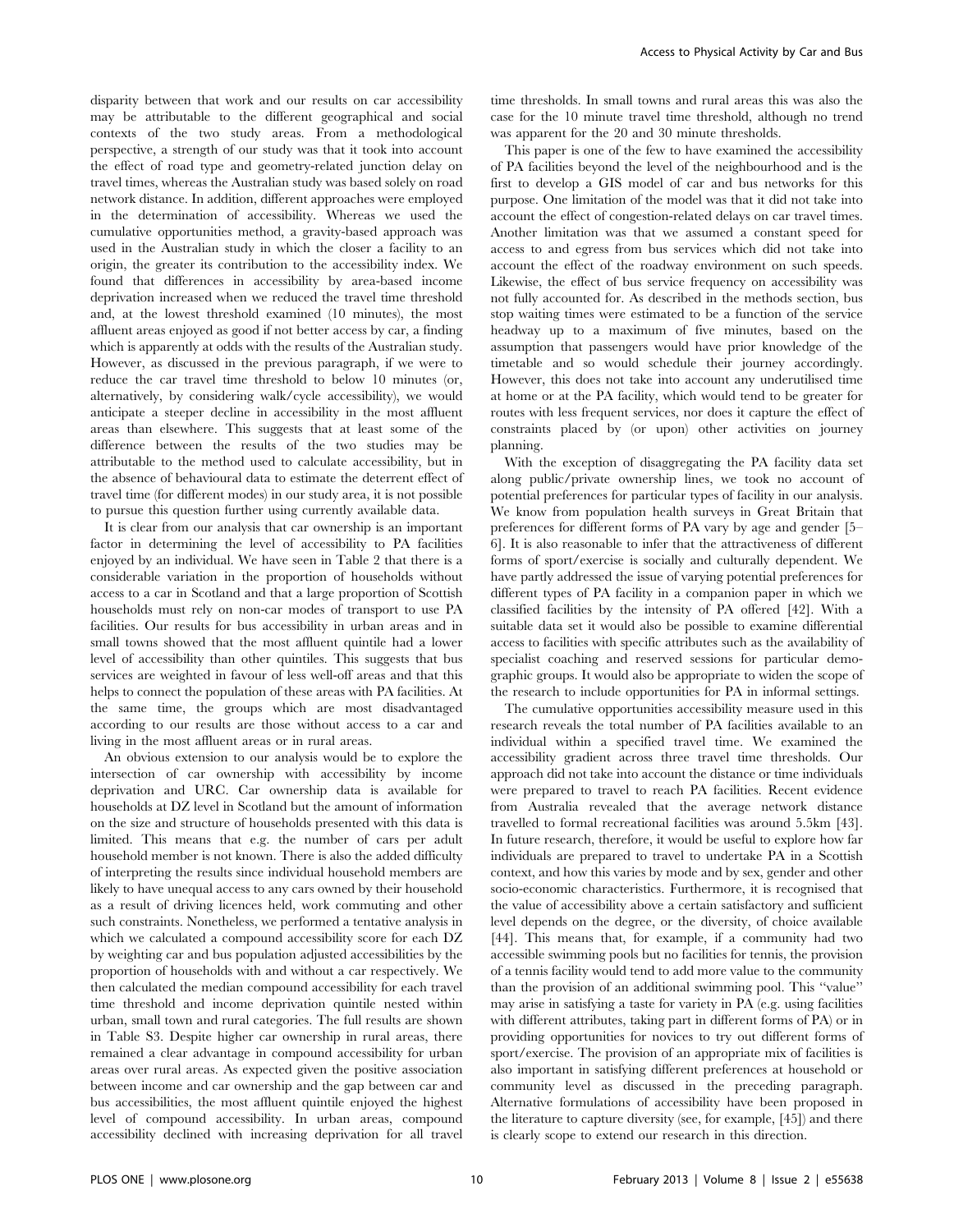disparity between that work and our results on car accessibility may be attributable to the different geographical and social contexts of the two study areas. From a methodological perspective, a strength of our study was that it took into account the effect of road type and geometry-related junction delay on travel times, whereas the Australian study was based solely on road network distance. In addition, different approaches were employed in the determination of accessibility. Whereas we used the cumulative opportunities method, a gravity-based approach was used in the Australian study in which the closer a facility to an origin, the greater its contribution to the accessibility index. We found that differences in accessibility by area-based income deprivation increased when we reduced the travel time threshold and, at the lowest threshold examined (10 minutes), the most affluent areas enjoyed as good if not better access by car, a finding which is apparently at odds with the results of the Australian study. However, as discussed in the previous paragraph, if we were to reduce the car travel time threshold to below 10 minutes (or, alternatively, by considering walk/cycle accessibility), we would anticipate a steeper decline in accessibility in the most affluent areas than elsewhere. This suggests that at least some of the difference between the results of the two studies may be attributable to the method used to calculate accessibility, but in the absence of behavioural data to estimate the deterrent effect of travel time (for different modes) in our study area, it is not possible to pursue this question further using currently available data.

It is clear from our analysis that car ownership is an important factor in determining the level of accessibility to PA facilities enjoyed by an individual. We have seen in Table 2 that there is a considerable variation in the proportion of households without access to a car in Scotland and that a large proportion of Scottish households must rely on non-car modes of transport to use PA facilities. Our results for bus accessibility in urban areas and in small towns showed that the most affluent quintile had a lower level of accessibility than other quintiles. This suggests that bus services are weighted in favour of less well-off areas and that this helps to connect the population of these areas with PA facilities. At the same time, the groups which are most disadvantaged according to our results are those without access to a car and living in the most affluent areas or in rural areas.

An obvious extension to our analysis would be to explore the intersection of car ownership with accessibility by income deprivation and URC. Car ownership data is available for households at DZ level in Scotland but the amount of information on the size and structure of households presented with this data is limited. This means that e.g. the number of cars per adult household member is not known. There is also the added difficulty of interpreting the results since individual household members are likely to have unequal access to any cars owned by their household as a result of driving licences held, work commuting and other such constraints. Nonetheless, we performed a tentative analysis in which we calculated a compound accessibility score for each DZ by weighting car and bus population adjusted accessibilities by the proportion of households with and without a car respectively. We then calculated the median compound accessibility for each travel time threshold and income deprivation quintile nested within urban, small town and rural categories. The full results are shown in Table S3. Despite higher car ownership in rural areas, there remained a clear advantage in compound accessibility for urban areas over rural areas. As expected given the positive association between income and car ownership and the gap between car and bus accessibilities, the most affluent quintile enjoyed the highest level of compound accessibility. In urban areas, compound accessibility declined with increasing deprivation for all travel time thresholds. In small towns and rural areas this was also the case for the 10 minute travel time threshold, although no trend was apparent for the 20 and 30 minute thresholds.

This paper is one of the few to have examined the accessibility of PA facilities beyond the level of the neighbourhood and is the first to develop a GIS model of car and bus networks for this purpose. One limitation of the model was that it did not take into account the effect of congestion-related delays on car travel times. Another limitation was that we assumed a constant speed for access to and egress from bus services which did not take into account the effect of the roadway environment on such speeds. Likewise, the effect of bus service frequency on accessibility was not fully accounted for. As described in the methods section, bus stop waiting times were estimated to be a function of the service headway up to a maximum of five minutes, based on the assumption that passengers would have prior knowledge of the timetable and so would schedule their journey accordingly. However, this does not take into account any underutilised time at home or at the PA facility, which would tend to be greater for routes with less frequent services, nor does it capture the effect of constraints placed by (or upon) other activities on journey planning.

With the exception of disaggregating the PA facility data set along public/private ownership lines, we took no account of potential preferences for particular types of facility in our analysis. We know from population health surveys in Great Britain that preferences for different forms of PA vary by age and gender [5–6]. It is also reasonable to infer that the attractiveness of different forms of sport/exercise is socially and culturally dependent. We have partly addressed the issue of varying potential preferences for different types of PA facility in a companion paper in which we classified facilities by the intensity of PA offered [42]. With a suitable data set it would also be possible to examine differential access to facilities with specific attributes such as the availability of specialist coaching and reserved sessions for particular demographic groups. It would also be appropriate to widen the scope of the research to include opportunities for PA in informal settings.

The cumulative opportunities accessibility measure used in this research reveals the total number of PA facilities available to an individual within a specified travel time. We examined the accessibility gradient across three travel time thresholds. Our approach did not take into account the distance or time individuals were prepared to travel to reach PA facilities. Recent evidence from Australia revealed that the average network distance travelled to formal recreational facilities was around 5.5km [43]. In future research, therefore, it would be useful to explore how far individuals are prepared to travel to undertake PA in a Scottish context, and how this varies by mode and by sex, gender and other socio-economic characteristics. Furthermore, it is recognised that the value of accessibility above a certain satisfactory and sufficient level depends on the degree, or the diversity, of choice available [44]. This means that, for example, if a community had two accessible swimming pools but no facilities for tennis, the provision of a tennis facility would tend to add more value to the community than the provision of an additional swimming pool. This "value" may arise in satisfying a taste for variety in PA (e.g. using facilities with different attributes, taking part in different forms of PA) or in providing opportunities for novices to try out different forms of sport/exercise. The provision of an appropriate mix of facilities is also important in satisfying different preferences at household or community level as discussed in the preceding paragraph. Alternative formulations of accessibility have been proposed in the literature to capture diversity (see, for example, [45]) and there is clearly scope to extend our research in this direction.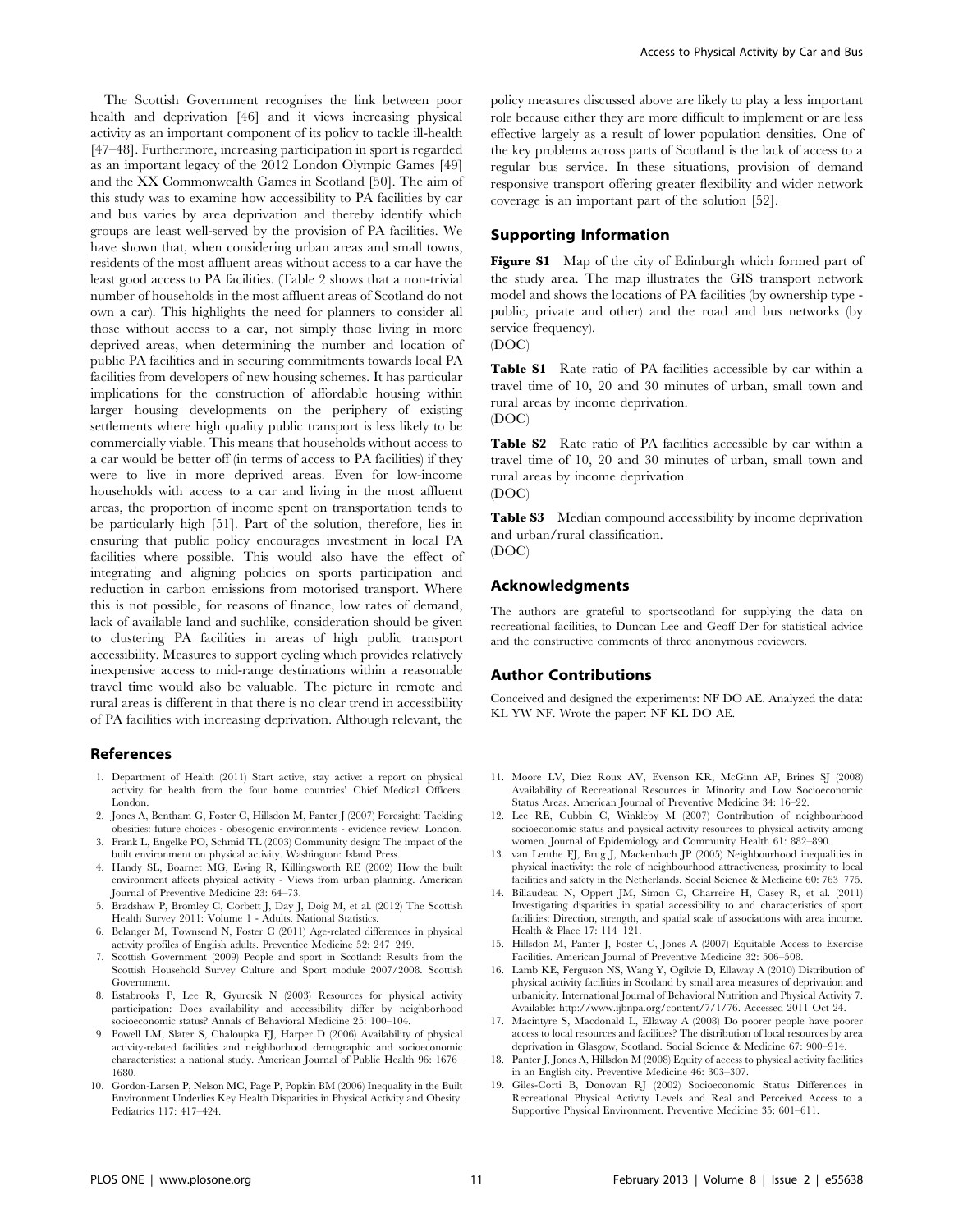The Scottish Government recognises the link between poor health and deprivation [46] and it views increasing physical activity as an important component of its policy to tackle ill-health [47–48]. Furthermore, increasing participation in sport is regarded as an important legacy of the 2012 London Olympic Games [49] and the XX Commonwealth Games in Scotland [50]. The aim of this study was to examine how accessibility to PA facilities by car and bus varies by area deprivation and thereby identify which groups are least well-served by the provision of PA facilities. We have shown that, when considering urban areas and small towns, residents of the most affluent areas without access to a car have the least good access to PA facilities. (Table 2 shows that a non-trivial number of households in the most affluent areas of Scotland do not own a car). This highlights the need for planners to consider all those without access to a car, not simply those living in more deprived areas, when determining the number and location of public PA facilities and in securing commitments towards local PA facilities from developers of new housing schemes. It has particular implications for the construction of affordable housing within larger housing developments on the periphery of existing settlements where high quality public transport is less likely to be commercially viable. This means that households without access to a car would be better off (in terms of access to PA facilities) if they were to live in more deprived areas. Even for low-income households with access to a car and living in the most affluent areas, the proportion of income spent on transportation tends to be particularly high [51]. Part of the solution, therefore, lies in ensuring that public policy encourages investment in local PA facilities where possible. This would also have the effect of integrating and aligning policies on sports participation and reduction in carbon emissions from motorised transport. Where this is not possible, for reasons of finance, low rates of demand, lack of available land and suchlike, consideration should be given to clustering PA facilities in areas of high public transport accessibility. Measures to support cycling which provides relatively inexpensive access to mid-range destinations within a reasonable travel time would also be valuable. The picture in remote and rural areas is different in that there is no clear trend in accessibility of PA facilities with increasing deprivation. Although relevant, the policy measures discussed above are likely to play a less important role because either they are more difficult to implement or are less effective largely as a result of lower population densities. One of the key problems across parts of Scotland is the lack of access to a regular bus service. In these situations, provision of demand responsive transport offering greater flexibility and wider network coverage is an important part of the solution [52].

## Supporting Information

**Figure S1** Map of the city of Edinburgh which formed part of the study area. The map illustrates the GIS transport network model and shows the locations of PA facilities (by ownership type - public, private and other) and the road and bus networks (by service frequency).
(DOC)

**Table S1** Rate ratio of PA facilities accessible by car within a travel time of 10, 20 and 30 minutes of urban, small town and rural areas by income deprivation.
(DOC)

**Table S2** Rate ratio of PA facilities accessible by car within a travel time of 10, 20 and 30 minutes of urban, small town and rural areas by income deprivation.
(DOC)

**Table S3** Median compound accessibility by income deprivation and urban/rural classification.
(DOC)

## Acknowledgments

The authors are grateful to sportscotland for supplying the data on recreational facilities, to Duncan Lee and Geoff Der for statistical advice and the constructive comments of three anonymous reviewers.

## Author Contributions

Conceived and designed the experiments: NF DO AE. Analyzed the data: KL YW NF. Wrote the paper: NF KL DO AE.

## References

1. Department of Health (2011) Start active, stay active: a report on physical activity for health from the four home countries' Chief Medical Officers. London.
2. Jones A, Bentham G, Foster C, Hillsdon M, Panter J (2007) Foresight: Tackling obesities: future choices - obesogenic environments - evidence review. London.
3. Frank L, Engelke PO, Schmid TL (2003) Community design: The impact of the built environment on physical activity. Washington: Island Press.
4. Handy SL, Boarnet MG, Ewing R, Killingsworth RE (2002) How the built environment affects physical activity - Views from urban planning. American Journal of Preventive Medicine 23: 64–73.
5. Bradshaw P, Bromley C, Corbett J, Day J, Doig M, et al. (2012) The Scottish Health Survey 2011: Volume 1 - Adults. National Statistics.
6. Belanger M, Townsend N, Foster C (2011) Age-related differences in physical activity profiles of English adults. Preventice Medicine 52: 247–249.
7. Scottish Government (2009) People and sport in Scotland: Results from the Scottish Household Survey Culture and Sport module 2007/2008. Scottish Government.
8. Estabrooks P, Lee R, Gyurcsik N (2003) Resources for physical activity participation: Does availability and accessibility differ by neighborhood socioeconomic status? Annals of Behavioral Medicine 25: 100–104.
9. Powell LM, Slater S, Chaloupka FJ, Harper D (2006) Availability of physical activity-related facilities and neighborhood demographic and socioeconomic characteristics: a national study. American Journal of Public Health 96: 1676–1680.
10. Gordon-Larsen P, Nelson MC, Page P, Popkin BM (2006) Inequality in the Built Environment Underlies Key Health Disparities in Physical Activity and Obesity. Pediatrics 117: 417–424.
11. Moore LV, Diez Roux AV, Evenson KR, McGinn AP, Brines SJ (2008) Availability of Recreational Resources in Minority and Low Socioeconomic Status Areas. American Journal of Preventive Medicine 34: 16–22.
12. Lee RE, Cubbin C, Winkleby M (2007) Contribution of neighbourhood socioeconomic status and physical activity resources to physical activity among women. Journal of Epidemiology and Community Health 61: 882–890.
13. van Lenthe FJ, Brug J, Mackenbach JP (2005) Neighbourhood inequalities in physical inactivity: the role of neighbourhood attractiveness, proximity to local facilities and safety in the Netherlands. Social Science & Medicine 60: 763–775.
14. Billaudeau N, Oppert JM, Simon C, Charreire H, Casey R, et al. (2011) Investigating disparities in spatial accessibility to and characteristics of sport facilities: Direction, strength, and spatial scale of associations with area income. Health & Place 17: 114–121.
15. Hillsdon M, Panter J, Foster C, Jones A (2007) Equitable Access to Exercise Facilities. American Journal of Preventive Medicine 32: 506–508.
16. Lamb KE, Ferguson NS, Wang Y, Ogilvie D, Ellaway A (2010) Distribution of physical activity facilities in Scotland by small area measures of deprivation and urbanicity. International Journal of Behavioral Nutrition and Physical Activity 7. Available: http://www.ijbnpa.org/content/7/1/76. Accessed 2011 Oct 24.
17. Macintyre S, Macdonald L, Ellaway A (2008) Do poorer people have poorer access to local resources and facilities? The distribution of local resources by area deprivation in Glasgow, Scotland. Social Science & Medicine 67: 900–914.
18. Panter J, Jones A, Hillsdon M (2008) Equity of access to physical activity facilities in an English city. Preventive Medicine 46: 303–307.
19. Giles-Corti B, Donovan RJ (2002) Socioeconomic Status Differences in Recreational Physical Activity Levels and Real and Perceived Access to a Supportive Physical Environment. Preventive Medicine 35: 601–611.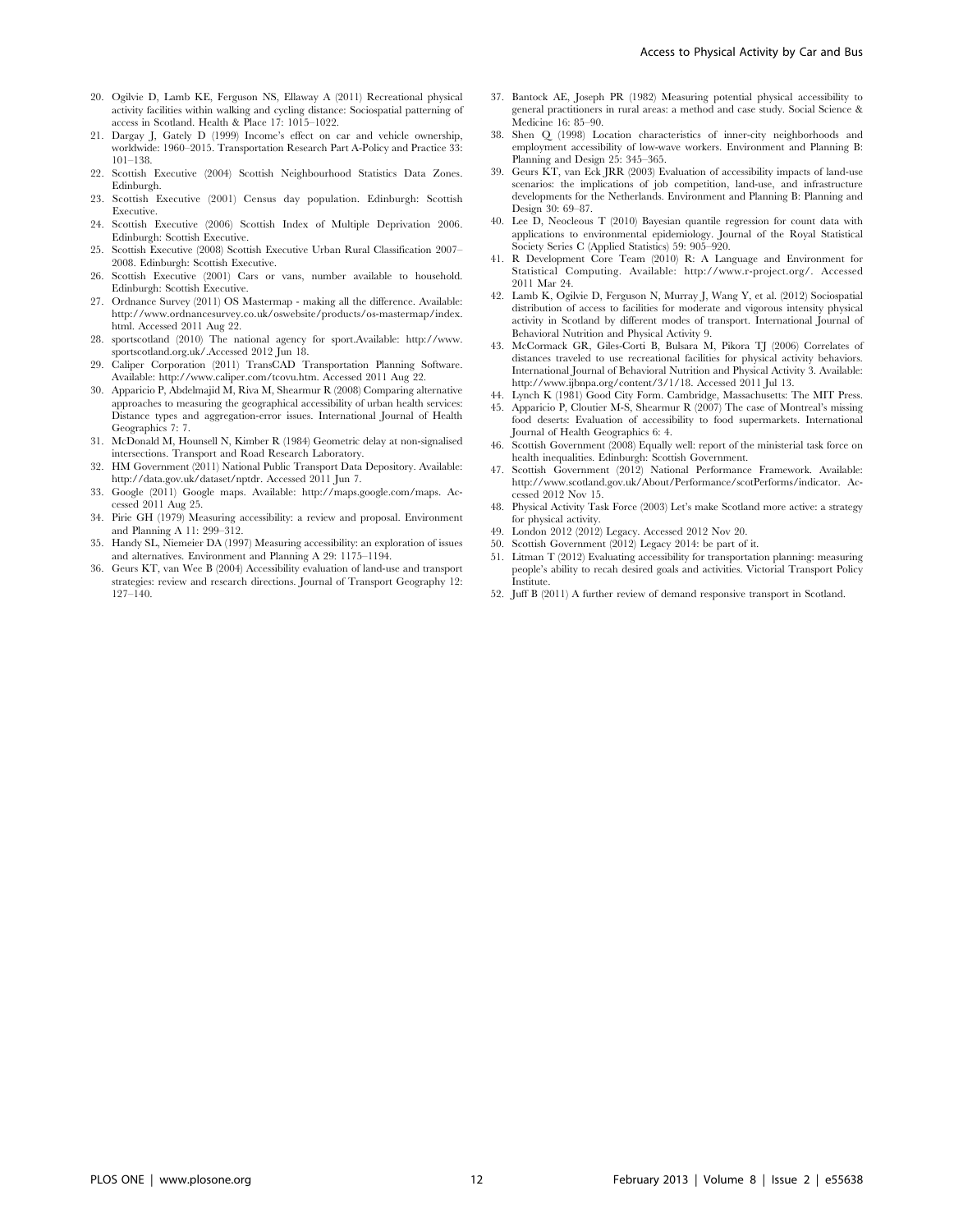20. Ogilvie D, Lamb KE, Ferguson NS, Ellaway A (2011) Recreational physical activity facilities within walking and cycling distance: Sociospatial patterning of access in Scotland. Health & Place 17: 1015–1022.
21. Dargay J, Gately D (1999) Income's effect on car and vehicle ownership, worldwide: 1960–2015. Transportation Research Part A-Policy and Practice 33: 101–138.
22. Scottish Executive (2004) Scottish Neighbourhood Statistics Data Zones. Edinburgh.
23. Scottish Executive (2001) Census day population. Edinburgh: Scottish Executive.
24. Scottish Executive (2006) Scottish Index of Multiple Deprivation 2006. Edinburgh: Scottish Executive.
25. Scottish Executive (2008) Scottish Executive Urban Rural Classification 2007–2008. Edinburgh: Scottish Executive.
26. Scottish Executive (2001) Cars or vans, number available to household. Edinburgh: Scottish Executive.
27. Ordnance Survey (2011) OS Mastermap - making all the difference. Available: http://www.ordnancesurvey.co.uk/oswebsite/products/os-mastermap/index.html. Accessed 2011 Aug 22.
28. sportscotland (2010) The national agency for sport.Available: http://www.sportscotland.org.uk/.Accessed 2012 Jun 18.
29. Caliper Corporation (2011) TransCAD Transportation Planning Software. Available: http://www.caliper.com/tcovu.htm. Accessed 2011 Aug 22.
30. Apparicio P, Abdelmajid M, Riva M, Shearmur R (2008) Comparing alternative approaches to measuring the geographical accessibility of urban health services: Distance types and aggregation-error issues. International Journal of Health Geographics 7: 7.
31. McDonald M, Hounsell N, Kimber R (1984) Geometric delay at non-signalised intersections. Transport and Road Research Laboratory.
32. HM Government (2011) National Public Transport Data Depository. Available: http://data.gov.uk/dataset/nptdr. Accessed 2011 Jun 7.
33. Google (2011) Google maps. Available: http://maps.google.com/maps. Accessed 2011 Aug 25.
34. Pirie GH (1979) Measuring accessibility: a review and proposal. Environment and Planning A 11: 299–312.
35. Handy SL, Niemeier DA (1997) Measuring accessibility: an exploration of issues and alternatives. Environment and Planning A 29: 1175–1194.
36. Geurs KT, van Wee B (2004) Accessibility evaluation of land-use and transport strategies: review and research directions. Journal of Transport Geography 12: 127–140.
37. Bantock AE, Joseph PR (1982) Measuring potential physical accessibility to general practitioners in rural areas: a method and case study. Social Science & Medicine 16: 85–90.
38. Shen Q (1998) Location characteristics of inner-city neighborhoods and employment accessibility of low-wave workers. Environment and Planning B: Planning and Design 25: 345–365.
39. Geurs KT, van Eck JRR (2003) Evaluation of accessibility impacts of land-use scenarios: the implications of job competition, land-use, and infrastructure developments for the Netherlands. Environment and Planning B: Planning and Design 30: 69–87.
40. Lee D, Neocleous T (2010) Bayesian quantile regression for count data with applications to environmental epidemiology. Journal of the Royal Statistical Society Series C (Applied Statistics) 59: 905–920.
41. R Development Core Team (2010) R: A Language and Environment for Statistical Computing. Available: http://www.r-project.org/. Accessed 2011 Mar 24.
42. Lamb K, Ogilvie D, Ferguson N, Murray J, Wang Y, et al. (2012) Sociospatial distribution of access to facilities for moderate and vigorous intensity physical activity in Scotland by different modes of transport. International Journal of Behavioral Nutrition and Physical Activity 9.
43. McCormack GR, Giles-Corti B, Bulsara M, Pikora TJ (2006) Correlates of distances traveled to use recreational facilities for physical activity behaviors. International Journal of Behavioral Nutrition and Physical Activity 3. Available: http://www.ijbnpa.org/content/3/1/18. Accessed 2011 Jul 13.
44. Lynch K (1981) Good City Form. Cambridge, Massachusetts: The MIT Press.
45. Apparicio P, Cloutier M-S, Shearmur R (2007) The case of Montreal's missing food deserts: Evaluation of accessibility to food supermarkets. International Journal of Health Geographics 6: 4.
46. Scottish Government (2008) Equally well: report of the ministerial task force on health inequalities. Edinburgh: Scottish Government.
47. Scottish Government (2012) National Performance Framework. Available: http://www.scotland.gov.uk/About/Performance/scotPerforms/indicator. Accessed 2012 Nov 15.
48. Physical Activity Task Force (2003) Let's make Scotland more active: a strategy for physical activity.
49. London 2012 (2012) Legacy. Accessed 2012 Nov 20.
50. Scottish Government (2012) Legacy 2014: be part of it.
51. Litman T (2012) Evaluating accessibility for transportation planning: measuring people's ability to recah desired goals and activities. Victorial Transport Policy Institute.
52. Juff B (2011) A further review of demand responsive transport in Scotland.